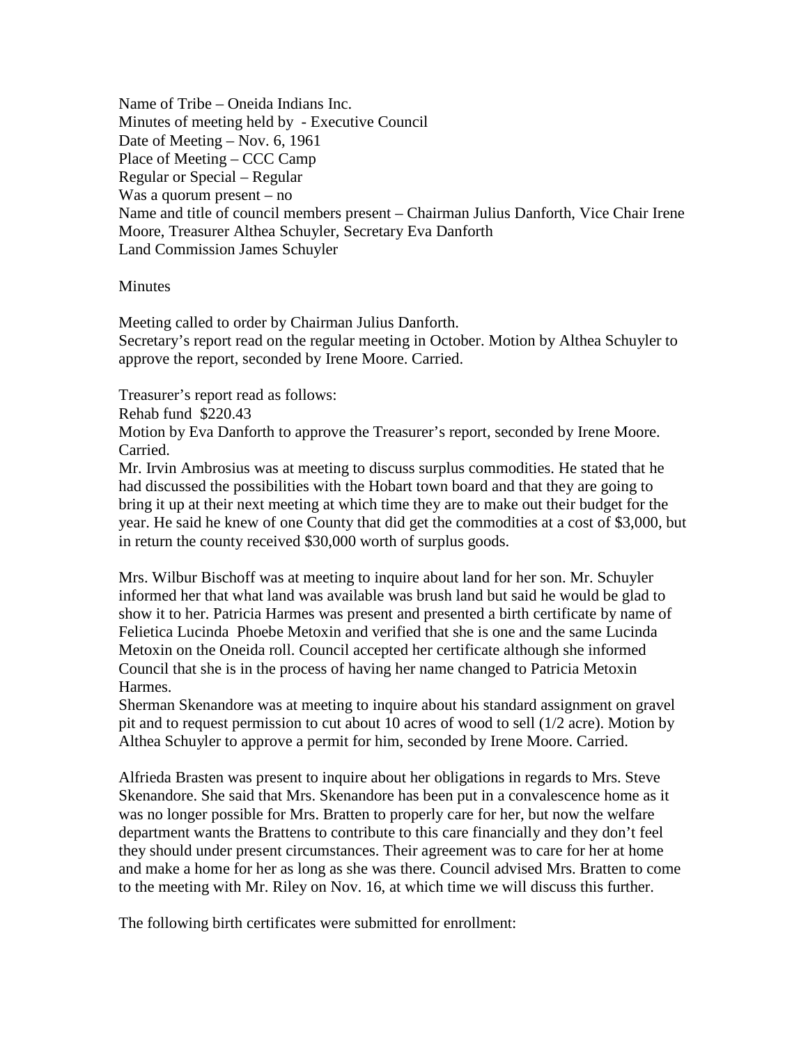Name of Tribe – Oneida Indians Inc.
Minutes of meeting held by - Executive Council
Date of Meeting – Nov. 6, 1961
Place of Meeting – CCC Camp
Regular or Special – Regular
Was a quorum present – no
Name and title of council members present – Chairman Julius Danforth, Vice Chair Irene Moore, Treasurer Althea Schuyler, Secretary Eva Danforth
Land Commission James Schuyler

Minutes

Meeting called to order by Chairman Julius Danforth.
Secretary's report read on the regular meeting in October. Motion by Althea Schuyler to approve the report, seconded by Irene Moore. Carried.

Treasurer's report read as follows:
Rehab fund $220.43
Motion by Eva Danforth to approve the Treasurer's report, seconded by Irene Moore. Carried.
Mr. Irvin Ambrosius was at meeting to discuss surplus commodities. He stated that he had discussed the possibilities with the Hobart town board and that they are going to bring it up at their next meeting at which time they are to make out their budget for the year. He said he knew of one County that did get the commodities at a cost of $3,000, but in return the county received $30,000 worth of surplus goods.

Mrs. Wilbur Bischoff was at meeting to inquire about land for her son. Mr. Schuyler informed her that what land was available was brush land but said he would be glad to show it to her. Patricia Harmes was present and presented a birth certificate by name of Felietica Lucinda Phoebe Metoxin and verified that she is one and the same Lucinda Metoxin on the Oneida roll. Council accepted her certificate although she informed Council that she is in the process of having her name changed to Patricia Metoxin Harmes.
Sherman Skenandore was at meeting to inquire about his standard assignment on gravel pit and to request permission to cut about 10 acres of wood to sell (1/2 acre). Motion by Althea Schuyler to approve a permit for him, seconded by Irene Moore. Carried.

Alfrieda Brasten was present to inquire about her obligations in regards to Mrs. Steve Skenandore. She said that Mrs. Skenandore has been put in a convalescence home as it was no longer possible for Mrs. Bratten to properly care for her, but now the welfare department wants the Brattens to contribute to this care financially and they don't feel they should under present circumstances. Their agreement was to care for her at home and make a home for her as long as she was there. Council advised Mrs. Bratten to come to the meeting with Mr. Riley on Nov. 16, at which time we will discuss this further.

The following birth certificates were submitted for enrollment: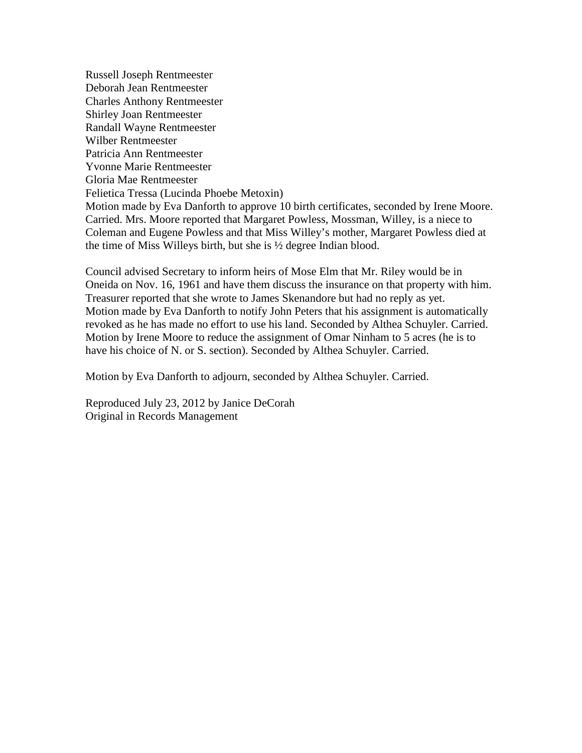Russell Joseph Rentmeester
Deborah Jean Rentmeester
Charles Anthony Rentmeester
Shirley Joan Rentmeester
Randall Wayne Rentmeester
Wilber Rentmeester
Patricia Ann Rentmeester
Yvonne Marie Rentmeester
Gloria Mae Rentmeester
Felietica Tressa (Lucinda Phoebe Metoxin)
Motion made by Eva Danforth to approve 10 birth certificates, seconded by Irene Moore. Carried. Mrs. Moore reported that Margaret Powless, Mossman, Willey, is a niece to Coleman and Eugene Powless and that Miss Willey's mother, Margaret Powless died at the time of Miss Willeys birth, but she is ½ degree Indian blood.

Council advised Secretary to inform heirs of Mose Elm that Mr. Riley would be in Oneida on Nov. 16, 1961 and have them discuss the insurance on that property with him. Treasurer reported that she wrote to James Skenandore but had no reply as yet.
Motion made by Eva Danforth to notify John Peters that his assignment is automatically revoked as he has made no effort to use his land. Seconded by Althea Schuyler. Carried.
Motion by Irene Moore to reduce the assignment of Omar Ninham to 5 acres (he is to have his choice of N. or S. section). Seconded by Althea Schuyler. Carried.

Motion by Eva Danforth to adjourn, seconded by Althea Schuyler. Carried.

Reproduced July 23, 2012 by Janice DeCorah
Original in Records Management